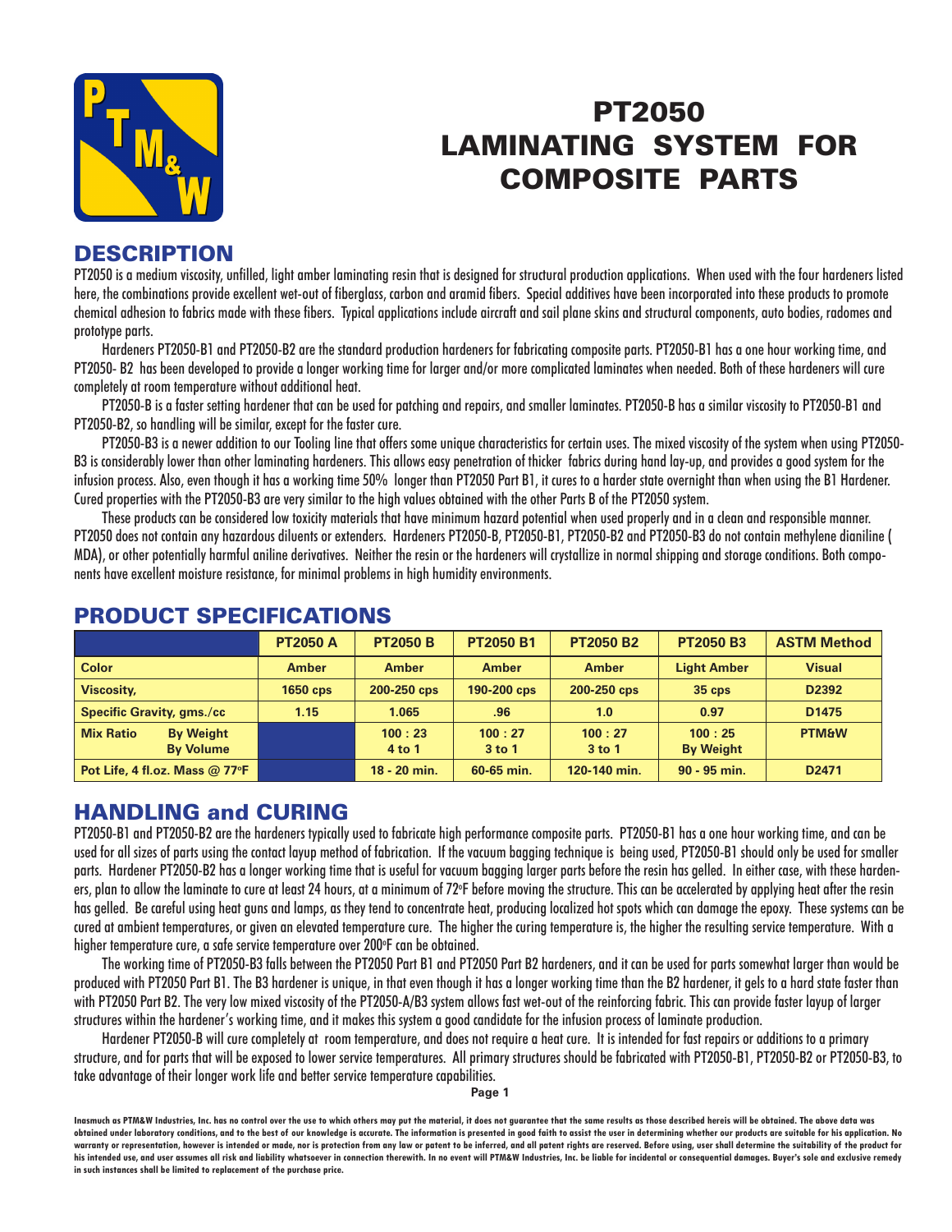# PT2050 LAMINATING SYSTEM FOR COMPOSITE PARTS

## DESCRIPTION

PT2050 is a medium viscosity, unfilled, light amber laminating resin that is designed for structural production applications. When used with the four hardeners listed here, the combinations provide excellent wet-out of fiberglass, carbon and aramid fibers. Special additives have been incorporated into these products to promote chemical adhesion to fabrics made with these fibers. Typical applications include aircraft and sail plane skins and structural components, auto bodies, radomes and prototype parts.

Hardeners PT2050-B1 and PT2050-B2 are the standard production hardeners for fabricating composite parts. PT2050-B1 has a one hour working time, and PT2050- B2 has been developed to provide a longer working time for larger and/or more complicated laminates when needed. Both of these hardeners will cure completely at room temperature without additional heat.

PT2050-B is a faster setting hardener that can be used for patching and repairs, and smaller laminates. PT2050-B has a similar viscosity to PT2050-B1 and PT2050-B2, so handling will be similar, except for the faster cure.

PT2050-B3 is a newer addition to our Tooling line that offers some unique characteristics for certain uses. The mixed viscosity of the system when using PT2050-B3 is considerably lower than other laminating hardeners. This allows easy penetration of thicker fabrics during hand lay-up, and provides a good system for the infusion process. Also, even though it has a working time 50% longer than PT2050 Part B1, it cures to a harder state overnight than when using the B1 Hardener. Cured properties with the PT2050-B3 are very similar to the high values obtained with the other Parts B of the PT2050 system.

These products can be considered low toxicity materials that have minimum hazard potential when used properly and in a clean and responsible manner. PT2050 does not contain any hazardous diluents or extenders. Hardeners PT2050-B, PT2050-B1, PT2050-B2 and PT2050-B3 do not contain methylene dianiline ( MDA), or other potentially harmful aniline derivatives. Neither the resin or the hardeners will crystallize in normal shipping and storage conditions. Both components have excellent moisture resistance, for minimal problems in high humidity environments.

## PRODUCT SPECIFICATIONS

| | PT2050 A | PT2050 B | PT2050 B1 | PT2050 B2 | PT2050 B3 | ASTM Method |
|---|---|---|---|---|---|---|
| Color | Amber | Amber | Amber | Amber | Light Amber | Visual |
| Viscosity, | 1650 cps | 200-250 cps | 190-200 cps | 200-250 cps | 35 cps | D2392 |
| Specific Gravity, gms./cc | 1.15 | 1.065 | .96 | 1.0 | 0.97 | D1475 |
| Mix Ratio By Weight / By Volume | | 100 : 23 / 4 to 1 | 100 : 27 / 3 to 1 | 100 : 27 / 3 to 1 | 100 : 25 / By Weight | PTM&W |
| Pot Life, 4 fl.oz. Mass @ 77ºF | | 18 - 20 min. | 60-65 min. | 120-140 min. | 90 - 95 min. | D2471 |

## HANDLING and CURING

PT2050-B1 and PT2050-B2 are the hardeners typically used to fabricate high performance composite parts. PT2050-B1 has a one hour working time, and can be used for all sizes of parts using the contact layup method of fabrication. If the vacuum bagging technique is being used, PT2050-B1 should only be used for smaller parts. Hardener PT2050-B2 has a longer working time that is useful for vacuum bagging larger parts before the resin has gelled. In either case, with these hardeners, plan to allow the laminate to cure at least 24 hours, at a minimum of 72ºF before moving the structure. This can be accelerated by applying heat after the resin has gelled. Be careful using heat guns and lamps, as they tend to concentrate heat, producing localized hot spots which can damage the epoxy. These systems can be cured at ambient temperatures, or given an elevated temperature cure. The higher the curing temperature is, the higher the resulting service temperature. With a higher temperature cure, a safe service temperature over 200ºF can be obtained.

The working time of PT2050-B3 falls between the PT2050 Part B1 and PT2050 Part B2 hardeners, and it can be used for parts somewhat larger than would be produced with PT2050 Part B1. The B3 hardener is unique, in that even though it has a longer working time than the B2 hardener, it gels to a hard state faster than with PT2050 Part B2. The very low mixed viscosity of the PT2050-A/B3 system allows fast wet-out of the reinforcing fabric. This can provide faster layup of larger structures within the hardener's working time, and it makes this system a good candidate for the infusion process of laminate production.

Hardener PT2050-B will cure completely at room temperature, and does not require a heat cure. It is intended for fast repairs or additions to a primary structure, and for parts that will be exposed to lower service temperatures. All primary structures should be fabricated with PT2050-B1, PT2050-B2 or PT2050-B3, to take advantage of their longer work life and better service temperature capabilities.

**Inasmuch as PTM&W Industries, Inc. has no control over the use to which others may put the material, it does not guarantee that the same results as those described hereis will be obtained. The above data was obtained under laboratory conditions, and to the best of our knowledge is accurate. The information is presented in good faith to assist the user in determining whether our products are suitable for his application. No warranty or representation, however is intended or made, nor is protection from any law or patent to be inferred, and all patent rights are reserved. Before using, user shall determine the suitability of the product for his intended use, and user assumes all risk and liability whatsoever in connection therewith. In no event will PTM&W Industries, Inc. be liable for incidental or consequential damages. Buyer's sole and exclusive remedy in such instances shall be limited to replacement of the purchase price.**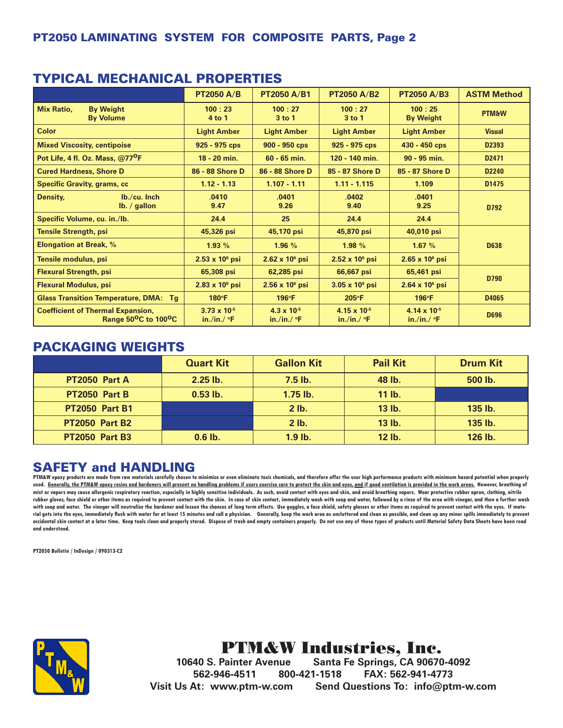# PT2050 LAMINATING SYSTEM FOR COMPOSITE PARTS, Page 2

## TYPICAL MECHANICAL PROPERTIES

| | PT2050 A/B | PT2050 A/B1 | PT2050 A/B2 | PT2050 A/B3 | ASTM Method |
|---|---|---|---|---|---|
| Mix Ratio, By Weight<br>By Volume | 100 : 23<br>4 to 1 | 100 : 27<br>3 to 1 | 100 : 27<br>3 to 1 | 100 : 25<br>By Weight | PTM&W |
| Color | Light Amber | Light Amber | Light Amber | Light Amber | Visual |
| Mixed Viscosity, centipoise | 925 - 975 cps | 900 - 950 cps | 925 - 975 cps | 430 - 450 cps | D2393 |
| Pot Life, 4 fl. Oz. Mass, @77°F | 18 - 20 min. | 60 - 65 min. | 120 - 140 min. | 90 - 95 min. | D2471 |
| Cured Hardness, Shore D | 86 - 88 Shore D | 86 - 88 Shore D | 85 - 87 Shore D | 85 - 87 Shore D | D2240 |
| Specific Gravity, grams, cc | 1.12 - 1.13 | 1.107 - 1.11 | 1.11 - 1.115 | 1.109 | D1475 |
| Density, lb./cu. Inch<br>lb. / gallon | .0410<br>9.47 | .0401<br>9.26 | .0402<br>9.40 | .0401<br>9.25 | D792 |
| Specific Volume, cu. in./lb. | 24.4 | 25 | 24.4 | 24.4 | D792 |
| Tensile Strength, psi | 45,326 psi | 45,170 psi | 45,870 psi | 40,010 psi | D638 |
| Elongation at Break, % | 1.93 % | 1.96 % | 1.98 % | 1.67 % | D638 |
| Tensile modulus, psi | $2.53 \times 10^6$ psi | $2.62 \times 10^6$ psi | $2.52 \times 10^6$ psi | $2.65 \times 10^6$ psi | D638 |
| Flexural Strength, psi | 65,308 psi | 62,285 psi | 66,667 psi | 65,461 psi | D790 |
| Flexural Modulus, psi | $2.83 \times 10^6$ psi | $2.56 \times 10^6$ psi | $3.05 \times 10^6$ psi | $2.64 \times 10^6$ psi | D790 |
| Glass Transition Temperature, DMA: Tg | 180°F | 196°F | 205°F | 196°F | D4065 |
| Coefficient of Thermal Expansion, Range 50°C to 100°C | $3.73 \times 10^{-5}$ in./in./°F | $4.3 \times 10^{-5}$ in./in./°F | $4.15 \times 10^{-5}$ in./in./°F | $4.14 \times 10^{-5}$ in./in./°F | D696 |

## PACKAGING WEIGHTS

| | Quart Kit | Gallon Kit | Pail Kit | Drum Kit |
|---|---|---|---|---|
| PT2050 Part A | 2.25 lb. | 7.5 lb. | 48 lb. | 500 lb. |
| PT2050 Part B | 0.53 lb. | 1.75 lb. | 11 lb. | |
| PT2050 Part B1 | | 2 lb. | 13 lb. | 135 lb. |
| PT2050 Part B2 | | 2 lb. | 13 lb. | 135 lb. |
| PT2050 Part B3 | 0.6 lb. | 1.9 lb. | 12 lb. | 126 lb. |

## SAFETY and HANDLING

PTM&W epoxy products are made from raw materials carefully chosen to minimize or even eliminate toxic chemicals, and therefore offer the user high performance products with minimum hazard potential when properly used. Generally, the PTM&W epoxy resins and hardeners will present no handling problems if users exercise care to protect the skin and eyes, and if good ventilation is provided in the work areas. However, breathing of mist or vapors may cause allergenic respiratory reaction, especially in highly sensitive individuals. As such, avoid contact with eyes and skin, and avoid breathing vapors. Wear protective rubber apron, clothing, nitrile rubber gloves, face shield or other items as required to prevent contact with the skin. In case of skin contact, immediately wash with soap and water, followed by a rinse of the area with vinegar, and then a further wash with soap and water. The vinegar will neutralize the hardener and lessen the chances of long term effects. Use goggles, a face shield, safety glasses or other items as required to prevent contact with the eyes. If material gets into the eyes, immediately flush with water for at least 15 minutes and call a physician. Generally, keep the work area as uncluttered and clean as possible, and clean up any minor spills immediately to prevent accidental skin contact at a later time. Keep tools clean and properly stored. Dispose of trash and empty containers properly. Do not use any of these types of products until Material Safety Data Sheets have been read and understood.

PT2050 Bulletin / InDesign / 090313-C2

**PTM&W Industries, Inc.**
10640 S. Painter Avenue Santa Fe Springs, CA 90670-4092
562-946-4511 800-421-1518 FAX: 562-941-4773
Visit Us At: www.ptm-w.com Send Questions To: info@ptm-w.com